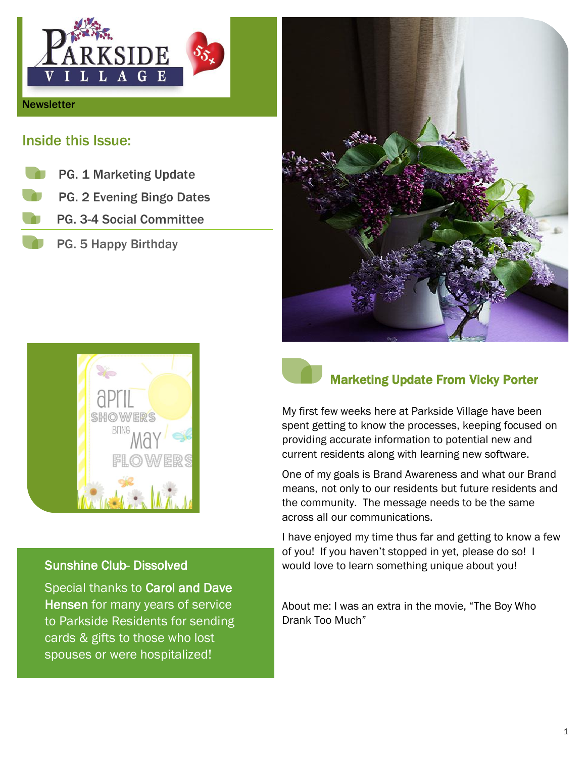Parkside Village 55+

Newsletter

## Inside this Issue:

- PG. 1 Marketing Update
- PG. 2 Evening Bingo Dates
- PG. 3-4 Social Committee
- PG. 5 Happy Birthday

### Sunshine Club- Dissolved

Special thanks to **Carol and Dave Hensen** for many years of service to Parkside Residents for sending cards & gifts to those who lost spouses or were hospitalized!

## Marketing Update From Vicky Porter

My first few weeks here at Parkside Village have been spent getting to know the processes, keeping focused on providing accurate information to potential new and current residents along with learning new software.

One of my goals is Brand Awareness and what our Brand means, not only to our residents but future residents and the community. The message needs to be the same across all our communications.

I have enjoyed my time thus far and getting to know a few of you! If you haven't stopped in yet, please do so! I would love to learn something unique about you!

About me: I was an extra in the movie, "The Boy Who Drank Too Much"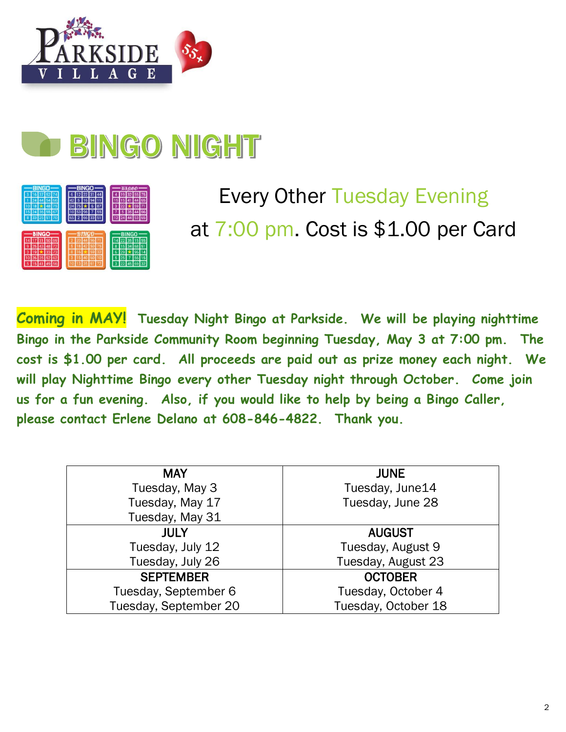# BINGO NIGHT

Every Other Tuesday Evening

at 7:00 pm. Cost is $1.00 per Card

**Coming in MAY!** **Tuesday Night Bingo at Parkside. We will be playing nighttime Bingo in the Parkside Community Room beginning Tuesday, May 3 at 7:00 pm. The cost is $1.00 per card. All proceeds are paid out as prize money each night. We will play Nighttime Bingo every other Tuesday night through October. Come join us for a fun evening. Also, if you would like to help by being a Bingo Caller, please contact Erlene Delano at 608-846-4822. Thank you.**

| MAY | JUNE |
|---|---|
| Tuesday, May 3<br>Tuesday, May 17<br>Tuesday, May 31 | Tuesday, June14<br>Tuesday, June 28 |
| **JULY** | **AUGUST** |
| Tuesday, July 12<br>Tuesday, July 26 | Tuesday, August 9<br>Tuesday, August 23 |
| **SEPTEMBER** | **OCTOBER** |
| Tuesday, September 6<br>Tuesday, September 20 | Tuesday, October 4<br>Tuesday, October 18 |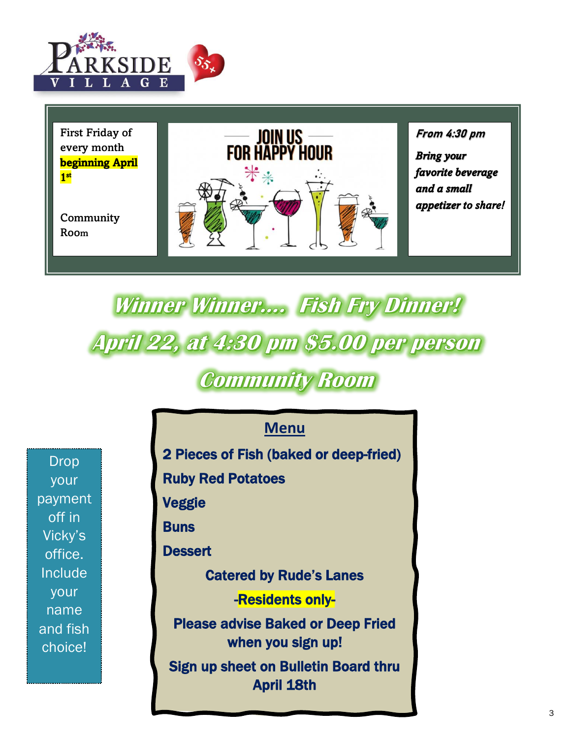PARKSIDE VILLAGE 55+

First Friday of every month **beginning April 1st**

Community Room

JOIN US FOR HAPPY HOUR

***From 4:30 pm***

***Bring your favorite beverage and a small appetizer to share!***

# *Winner Winner.... Fish Fry Dinner!*

## *April 22, at 4:30 pm $5.00 per person*

## *Community Room*

## Menu

**2 Pieces of Fish (baked or deep-fried)**

**Ruby Red Potatoes**

**Veggie**

**Buns**

**Dessert**

**Catered by Rude's Lanes**

**-Residents only-**

**Please advise Baked or Deep Fried when you sign up!**

**Sign up sheet on Bulletin Board thru April 18th**

Drop your payment off in Vicky's office. Include your name and fish choice!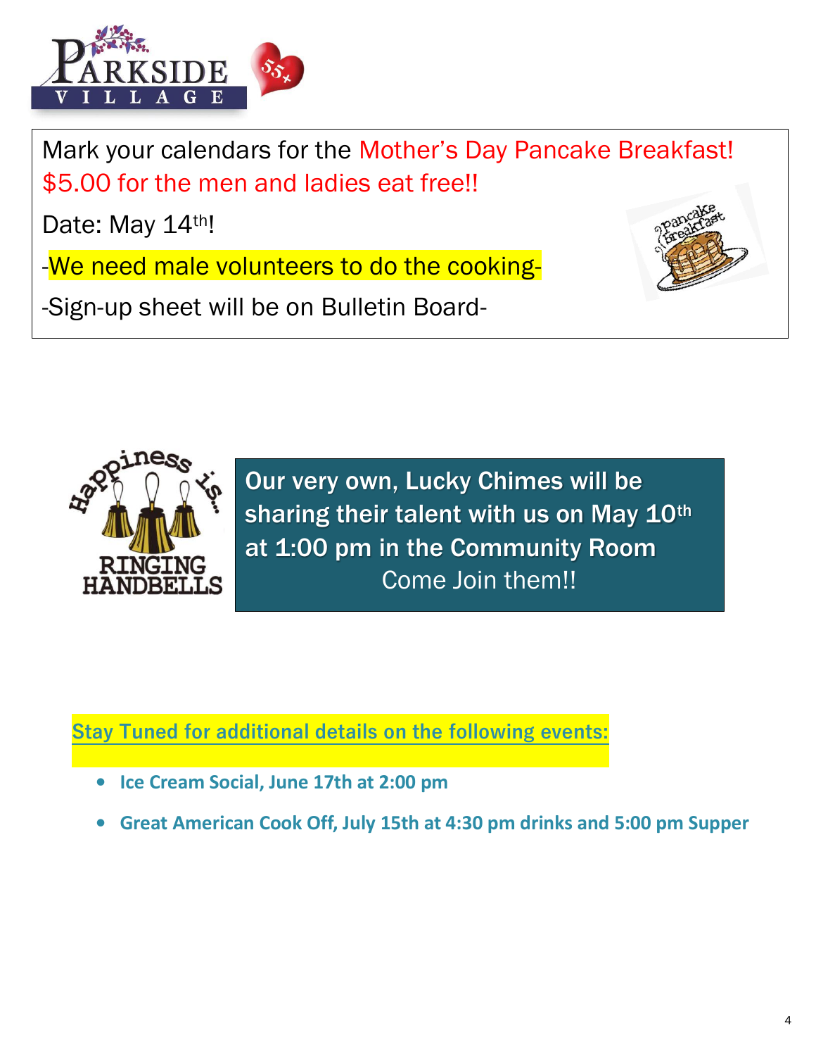Mark your calendars for the Mother's Day Pancake Breakfast! $5.00 for the men and ladies eat free!!

Date: May 14th!

-We need male volunteers to do the cooking-

-Sign-up sheet will be on Bulletin Board-

**Our very own, Lucky Chimes will be sharing their talent with us on May 10th at 1:00 pm in the Community Room**

Come Join them!!

**Stay Tuned for additional details on the following events:**

- **Ice Cream Social, June 17th at 2:00 pm**
- **Great American Cook Off, July 15th at 4:30 pm drinks and 5:00 pm Supper**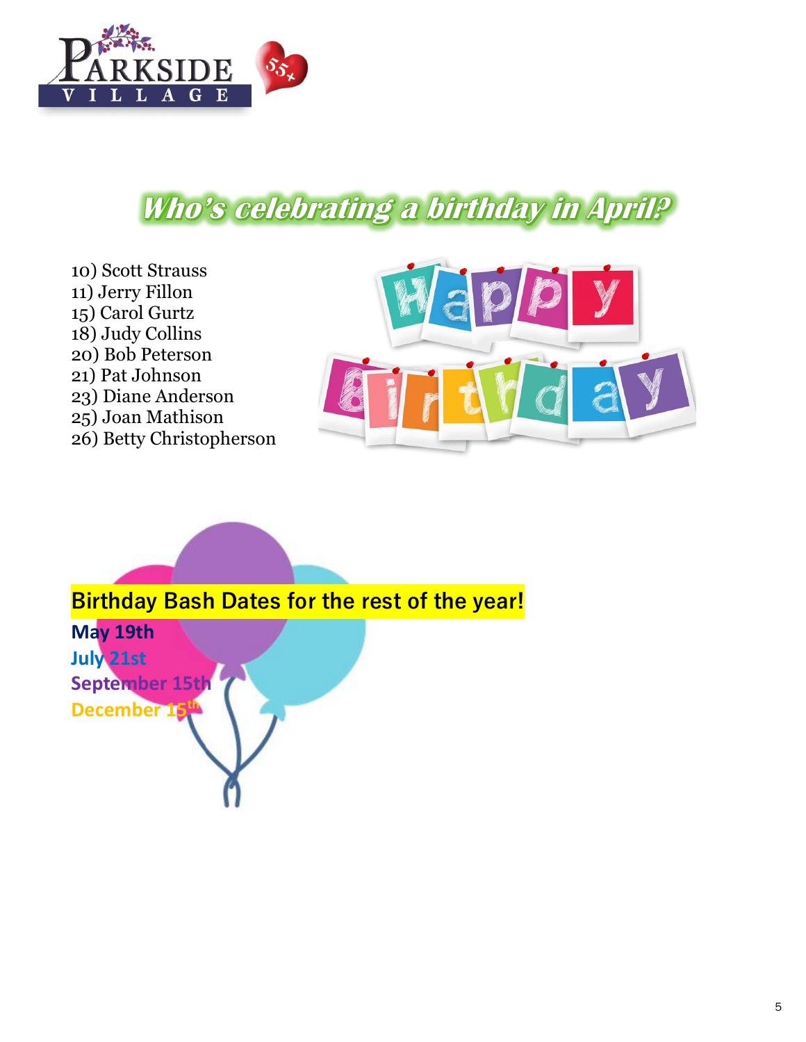# Who's celebrating a birthday in April?

10) Scott Strauss
11) Jerry Fillon
15) Carol Gurtz
18) Judy Collins
20) Bob Peterson
21) Pat Johnson
23) Diane Anderson
25) Joan Mathison
26) Betty Christopherson

## Birthday Bash Dates for the rest of the year!

**May 19th**
**July 21st**
**September 15th**
**December 15th**